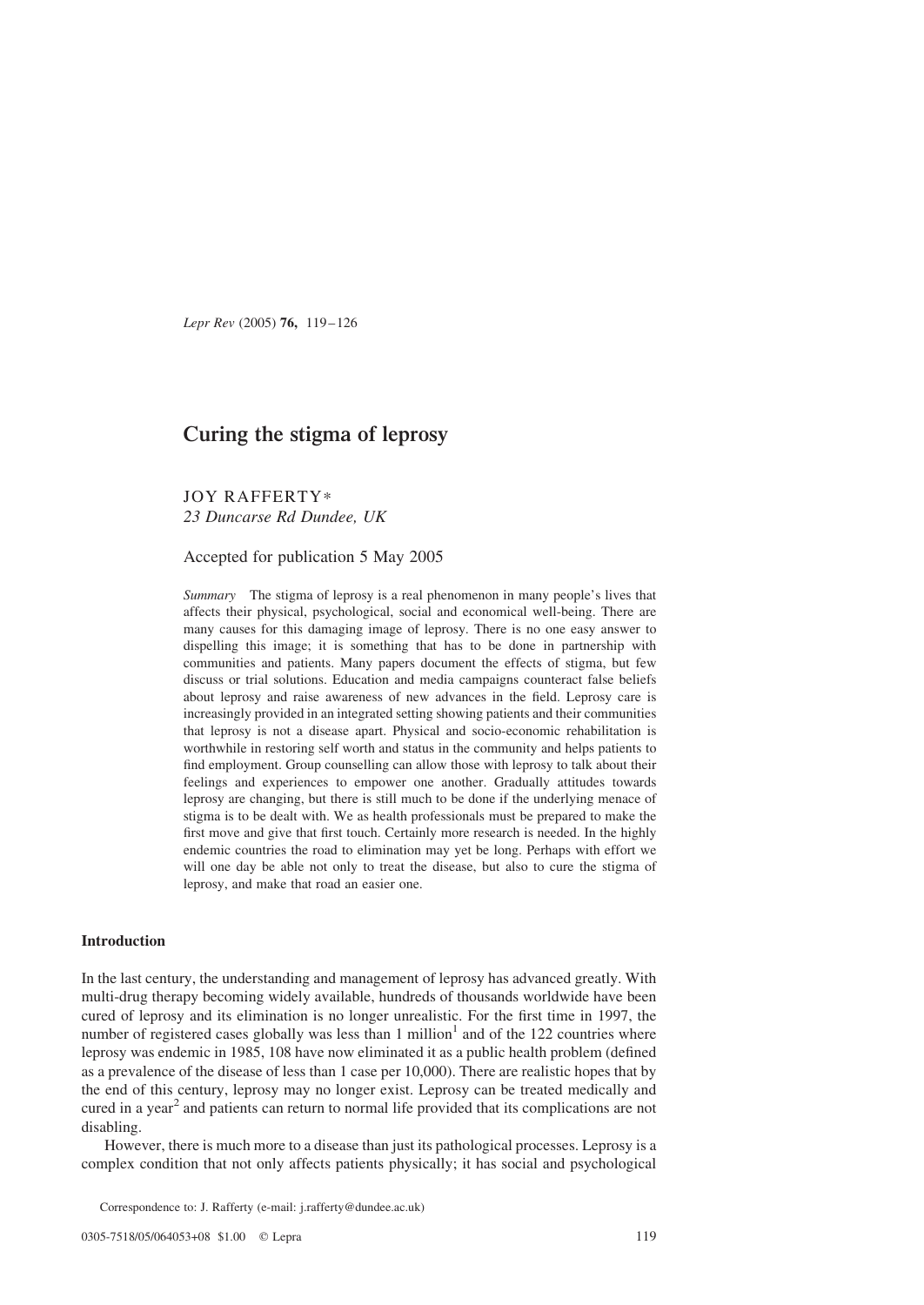# Curing the stigma of leprosy

JOY RAFFERTY*

*23 Duncarse Rd Dundee, UK*

Accepted for publication 5 May 2005

*Summary* The stigma of leprosy is a real phenomenon in many people's lives that affects their physical, psychological, social and economical well-being. There are many causes for this damaging image of leprosy. There is no one easy answer to dispelling this image; it is something that has to be done in partnership with communities and patients. Many papers document the effects of stigma, but few discuss or trial solutions. Education and media campaigns counteract false beliefs about leprosy and raise awareness of new advances in the field. Leprosy care is increasingly provided in an integrated setting showing patients and their communities that leprosy is not a disease apart. Physical and socio-economic rehabilitation is worthwhile in restoring self worth and status in the community and helps patients to find employment. Group counselling can allow those with leprosy to talk about their feelings and experiences to empower one another. Gradually attitudes towards leprosy are changing, but there is still much to be done if the underlying menace of stigma is to be dealt with. We as health professionals must be prepared to make the first move and give that first touch. Certainly more research is needed. In the highly endemic countries the road to elimination may yet be long. Perhaps with effort we will one day be able not only to treat the disease, but also to cure the stigma of leprosy, and make that road an easier one.

## Introduction

In the last century, the understanding and management of leprosy has advanced greatly. With multi-drug therapy becoming widely available, hundreds of thousands worldwide have been cured of leprosy and its elimination is no longer unrealistic. For the first time in 1997, the number of registered cases globally was less than 1 million[1] and of the 122 countries where leprosy was endemic in 1985, 108 have now eliminated it as a public health problem (defined as a prevalence of the disease of less than 1 case per 10,000). There are realistic hopes that by the end of this century, leprosy may no longer exist. Leprosy can be treated medically and cured in a year[2] and patients can return to normal life provided that its complications are not disabling.

However, there is much more to a disease than just its pathological processes. Leprosy is a complex condition that not only affects patients physically; it has social and psychological

Correspondence to: J. Rafferty (e-mail: j.rafferty@dundee.ac.uk)

0305-7518/05/064053+08 $1.00 © Lepra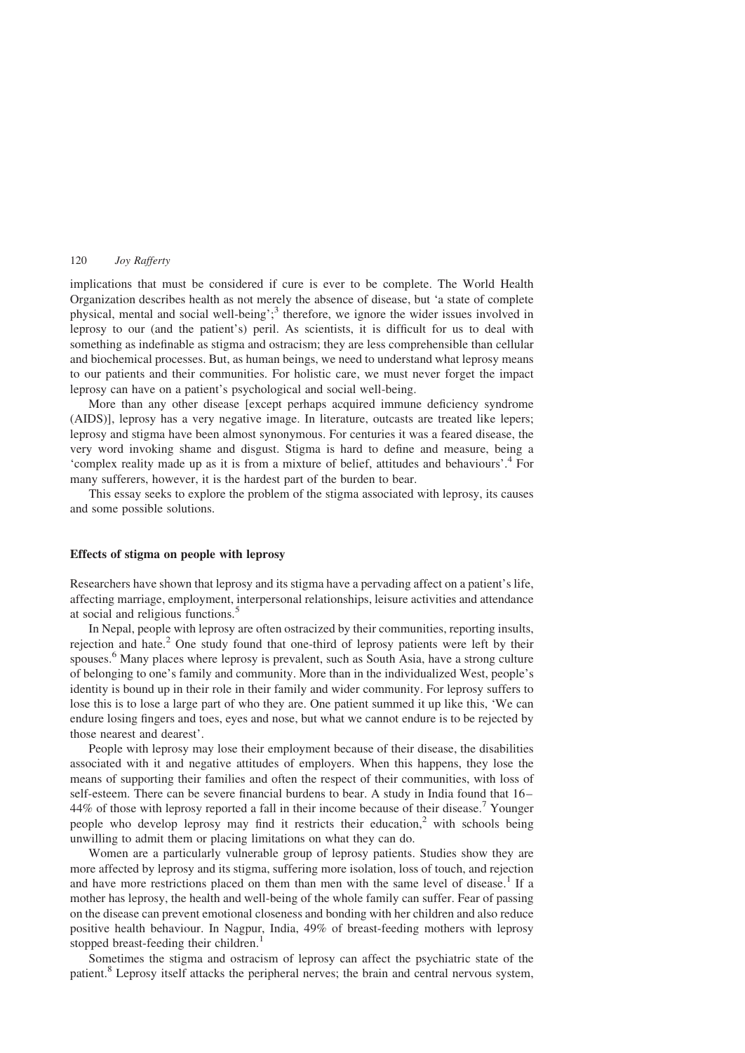implications that must be considered if cure is ever to be complete. The World Health Organization describes health as not merely the absence of disease, but 'a state of complete physical, mental and social well-being';[3] therefore, we ignore the wider issues involved in leprosy to our (and the patient's) peril. As scientists, it is difficult for us to deal with something as indefinable as stigma and ostracism; they are less comprehensible than cellular and biochemical processes. But, as human beings, we need to understand what leprosy means to our patients and their communities. For holistic care, we must never forget the impact leprosy can have on a patient's psychological and social well-being.

More than any other disease [except perhaps acquired immune deficiency syndrome (AIDS)], leprosy has a very negative image. In literature, outcasts are treated like lepers; leprosy and stigma have been almost synonymous. For centuries it was a feared disease, the very word invoking shame and disgust. Stigma is hard to define and measure, being a 'complex reality made up as it is from a mixture of belief, attitudes and behaviours'.[4] For many sufferers, however, it is the hardest part of the burden to bear.

This essay seeks to explore the problem of the stigma associated with leprosy, its causes and some possible solutions.

## Effects of stigma on people with leprosy

Researchers have shown that leprosy and its stigma have a pervading affect on a patient's life, affecting marriage, employment, interpersonal relationships, leisure activities and attendance at social and religious functions.[5]

In Nepal, people with leprosy are often ostracized by their communities, reporting insults, rejection and hate.[2] One study found that one-third of leprosy patients were left by their spouses.[6] Many places where leprosy is prevalent, such as South Asia, have a strong culture of belonging to one's family and community. More than in the individualized West, people's identity is bound up in their role in their family and wider community. For leprosy suffers to lose this is to lose a large part of who they are. One patient summed it up like this, 'We can endure losing fingers and toes, eyes and nose, but what we cannot endure is to be rejected by those nearest and dearest'.

People with leprosy may lose their employment because of their disease, the disabilities associated with it and negative attitudes of employers. When this happens, they lose the means of supporting their families and often the respect of their communities, with loss of self-esteem. There can be severe financial burdens to bear. A study in India found that 16–44% of those with leprosy reported a fall in their income because of their disease.[7] Younger people who develop leprosy may find it restricts their education,[2] with schools being unwilling to admit them or placing limitations on what they can do.

Women are a particularly vulnerable group of leprosy patients. Studies show they are more affected by leprosy and its stigma, suffering more isolation, loss of touch, and rejection and have more restrictions placed on them than men with the same level of disease.[1] If a mother has leprosy, the health and well-being of the whole family can suffer. Fear of passing on the disease can prevent emotional closeness and bonding with her children and also reduce positive health behaviour. In Nagpur, India, 49% of breast-feeding mothers with leprosy stopped breast-feeding their children.[1]

Sometimes the stigma and ostracism of leprosy can affect the psychiatric state of the patient.[8] Leprosy itself attacks the peripheral nerves; the brain and central nervous system,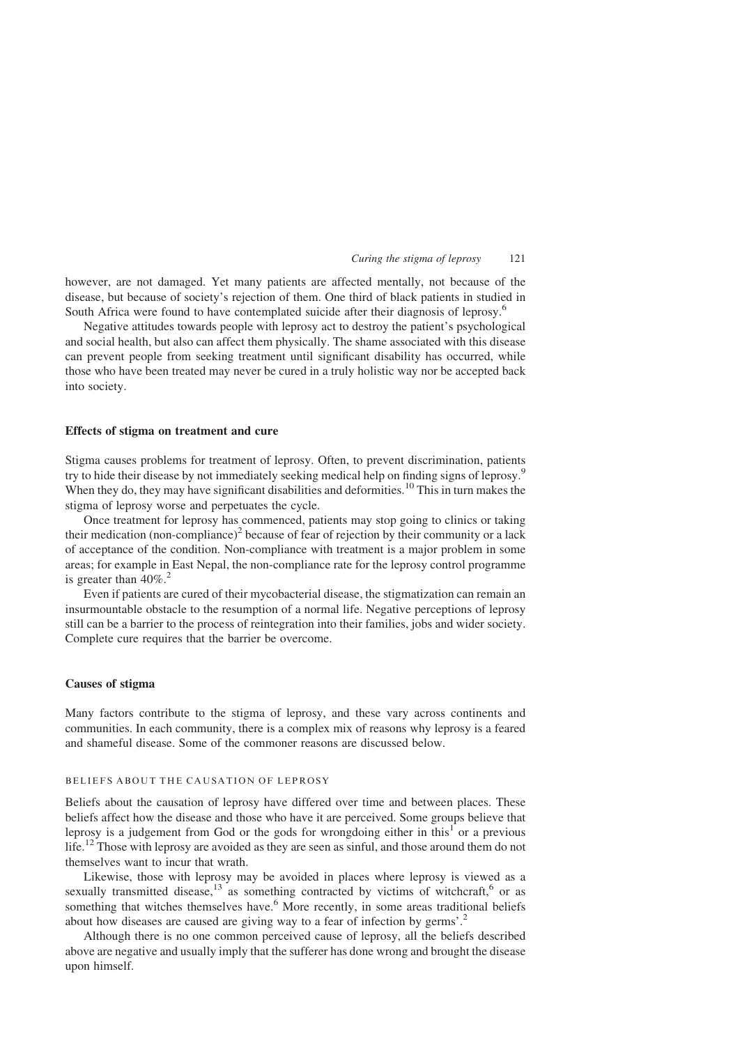however, are not damaged. Yet many patients are affected mentally, not because of the disease, but because of society's rejection of them. One third of black patients in studied in South Africa were found to have contemplated suicide after their diagnosis of leprosy.[6]

Negative attitudes towards people with leprosy act to destroy the patient's psychological and social health, but also can affect them physically. The shame associated with this disease can prevent people from seeking treatment until significant disability has occurred, while those who have been treated may never be cured in a truly holistic way nor be accepted back into society.

## Effects of stigma on treatment and cure

Stigma causes problems for treatment of leprosy. Often, to prevent discrimination, patients try to hide their disease by not immediately seeking medical help on finding signs of leprosy.[9] When they do, they may have significant disabilities and deformities.[10] This in turn makes the stigma of leprosy worse and perpetuates the cycle.

Once treatment for leprosy has commenced, patients may stop going to clinics or taking their medication (non-compliance)[2] because of fear of rejection by their community or a lack of acceptance of the condition. Non-compliance with treatment is a major problem in some areas; for example in East Nepal, the non-compliance rate for the leprosy control programme is greater than 40%.[2]

Even if patients are cured of their mycobacterial disease, the stigmatization can remain an insurmountable obstacle to the resumption of a normal life. Negative perceptions of leprosy still can be a barrier to the process of reintegration into their families, jobs and wider society. Complete cure requires that the barrier be overcome.

## Causes of stigma

Many factors contribute to the stigma of leprosy, and these vary across continents and communities. In each community, there is a complex mix of reasons why leprosy is a feared and shameful disease. Some of the commoner reasons are discussed below.

### BELIEFS ABOUT THE CAUSATION OF LEPROSY

Beliefs about the causation of leprosy have differed over time and between places. These beliefs affect how the disease and those who have it are perceived. Some groups believe that leprosy is a judgement from God or the gods for wrongdoing either in this[1] or a previous life.[12] Those with leprosy are avoided as they are seen as sinful, and those around them do not themselves want to incur that wrath.

Likewise, those with leprosy may be avoided in places where leprosy is viewed as a sexually transmitted disease,[13] as something contracted by victims of witchcraft,[6] or as something that witches themselves have.[6] More recently, in some areas traditional beliefs about how diseases are caused are giving way to a fear of infection by germs'.[2]

Although there is no one common perceived cause of leprosy, all the beliefs described above are negative and usually imply that the sufferer has done wrong and brought the disease upon himself.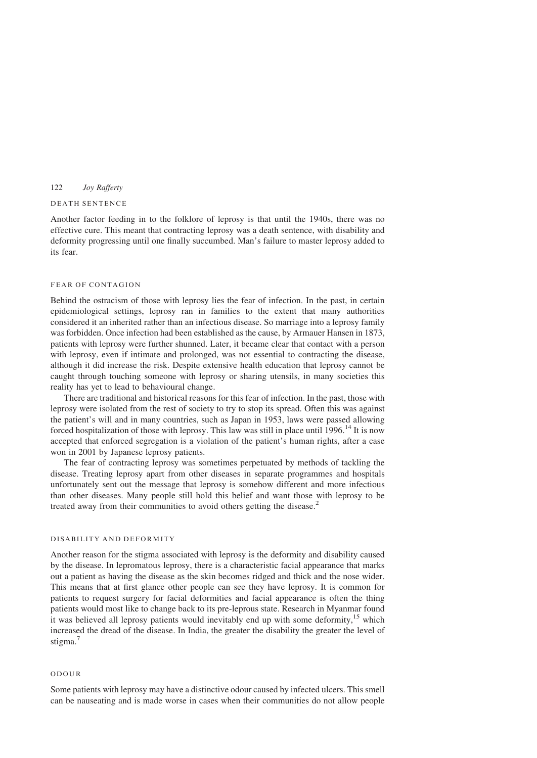### DEATH SENTENCE

Another factor feeding in to the folklore of leprosy is that until the 1940s, there was no effective cure. This meant that contracting leprosy was a death sentence, with disability and deformity progressing until one finally succumbed. Man's failure to master leprosy added to its fear.

### FEAR OF CONTAGION

Behind the ostracism of those with leprosy lies the fear of infection. In the past, in certain epidemiological settings, leprosy ran in families to the extent that many authorities considered it an inherited rather than an infectious disease. So marriage into a leprosy family was forbidden. Once infection had been established as the cause, by Armauer Hansen in 1873, patients with leprosy were further shunned. Later, it became clear that contact with a person with leprosy, even if intimate and prolonged, was not essential to contracting the disease, although it did increase the risk. Despite extensive health education that leprosy cannot be caught through touching someone with leprosy or sharing utensils, in many societies this reality has yet to lead to behavioural change.

There are traditional and historical reasons for this fear of infection. In the past, those with leprosy were isolated from the rest of society to try to stop its spread. Often this was against the patient's will and in many countries, such as Japan in 1953, laws were passed allowing forced hospitalization of those with leprosy. This law was still in place until 1996.[14] It is now accepted that enforced segregation is a violation of the patient's human rights, after a case won in 2001 by Japanese leprosy patients.

The fear of contracting leprosy was sometimes perpetuated by methods of tackling the disease. Treating leprosy apart from other diseases in separate programmes and hospitals unfortunately sent out the message that leprosy is somehow different and more infectious than other diseases. Many people still hold this belief and want those with leprosy to be treated away from their communities to avoid others getting the disease.[2]

### DISABILITY AND DEFORMITY

Another reason for the stigma associated with leprosy is the deformity and disability caused by the disease. In lepromatous leprosy, there is a characteristic facial appearance that marks out a patient as having the disease as the skin becomes ridged and thick and the nose wider. This means that at first glance other people can see they have leprosy. It is common for patients to request surgery for facial deformities and facial appearance is often the thing patients would most like to change back to its pre-leprous state. Research in Myanmar found it was believed all leprosy patients would inevitably end up with some deformity,[15] which increased the dread of the disease. In India, the greater the disability the greater the level of stigma.[7]

### ODOUR

Some patients with leprosy may have a distinctive odour caused by infected ulcers. This smell can be nauseating and is made worse in cases when their communities do not allow people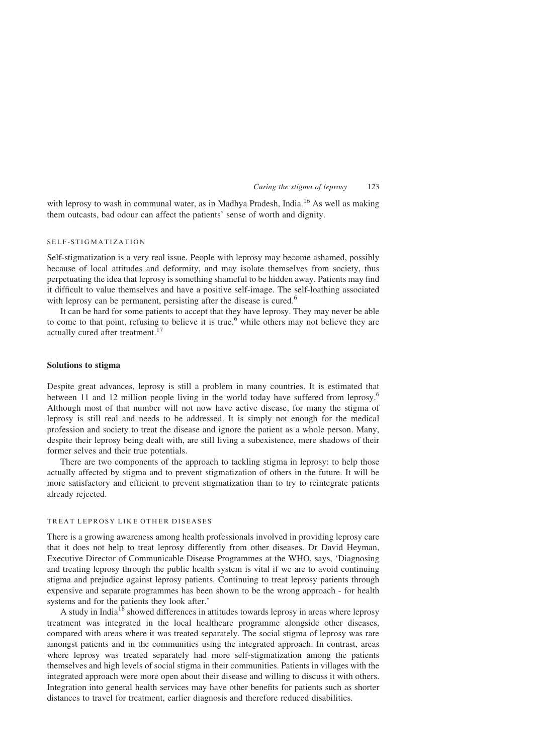with leprosy to wash in communal water, as in Madhya Pradesh, India.[16] As well as making them outcasts, bad odour can affect the patients' sense of worth and dignity.

#### SELF-STIGMATIZATION

Self-stigmatization is a very real issue. People with leprosy may become ashamed, possibly because of local attitudes and deformity, and may isolate themselves from society, thus perpetuating the idea that leprosy is something shameful to be hidden away. Patients may find it difficult to value themselves and have a positive self-image. The self-loathing associated with leprosy can be permanent, persisting after the disease is cured.[6]

It can be hard for some patients to accept that they have leprosy. They may never be able to come to that point, refusing to believe it is true,[6] while others may not believe they are actually cured after treatment.[17]

### Solutions to stigma

Despite great advances, leprosy is still a problem in many countries. It is estimated that between 11 and 12 million people living in the world today have suffered from leprosy.[6] Although most of that number will not now have active disease, for many the stigma of leprosy is still real and needs to be addressed. It is simply not enough for the medical profession and society to treat the disease and ignore the patient as a whole person. Many, despite their leprosy being dealt with, are still living a subexistence, mere shadows of their former selves and their true potentials.

There are two components of the approach to tackling stigma in leprosy: to help those actually affected by stigma and to prevent stigmatization of others in the future. It will be more satisfactory and efficient to prevent stigmatization than to try to reintegrate patients already rejected.

#### TREAT LEPROSY LIKE OTHER DISEASES

There is a growing awareness among health professionals involved in providing leprosy care that it does not help to treat leprosy differently from other diseases. Dr David Heyman, Executive Director of Communicable Disease Programmes at the WHO, says, 'Diagnosing and treating leprosy through the public health system is vital if we are to avoid continuing stigma and prejudice against leprosy patients. Continuing to treat leprosy patients through expensive and separate programmes has been shown to be the wrong approach - for health systems and for the patients they look after.'

A study in India[18] showed differences in attitudes towards leprosy in areas where leprosy treatment was integrated in the local healthcare programme alongside other diseases, compared with areas where it was treated separately. The social stigma of leprosy was rare amongst patients and in the communities using the integrated approach. In contrast, areas where leprosy was treated separately had more self-stigmatization among the patients themselves and high levels of social stigma in their communities. Patients in villages with the integrated approach were more open about their disease and willing to discuss it with others. Integration into general health services may have other benefits for patients such as shorter distances to travel for treatment, earlier diagnosis and therefore reduced disabilities.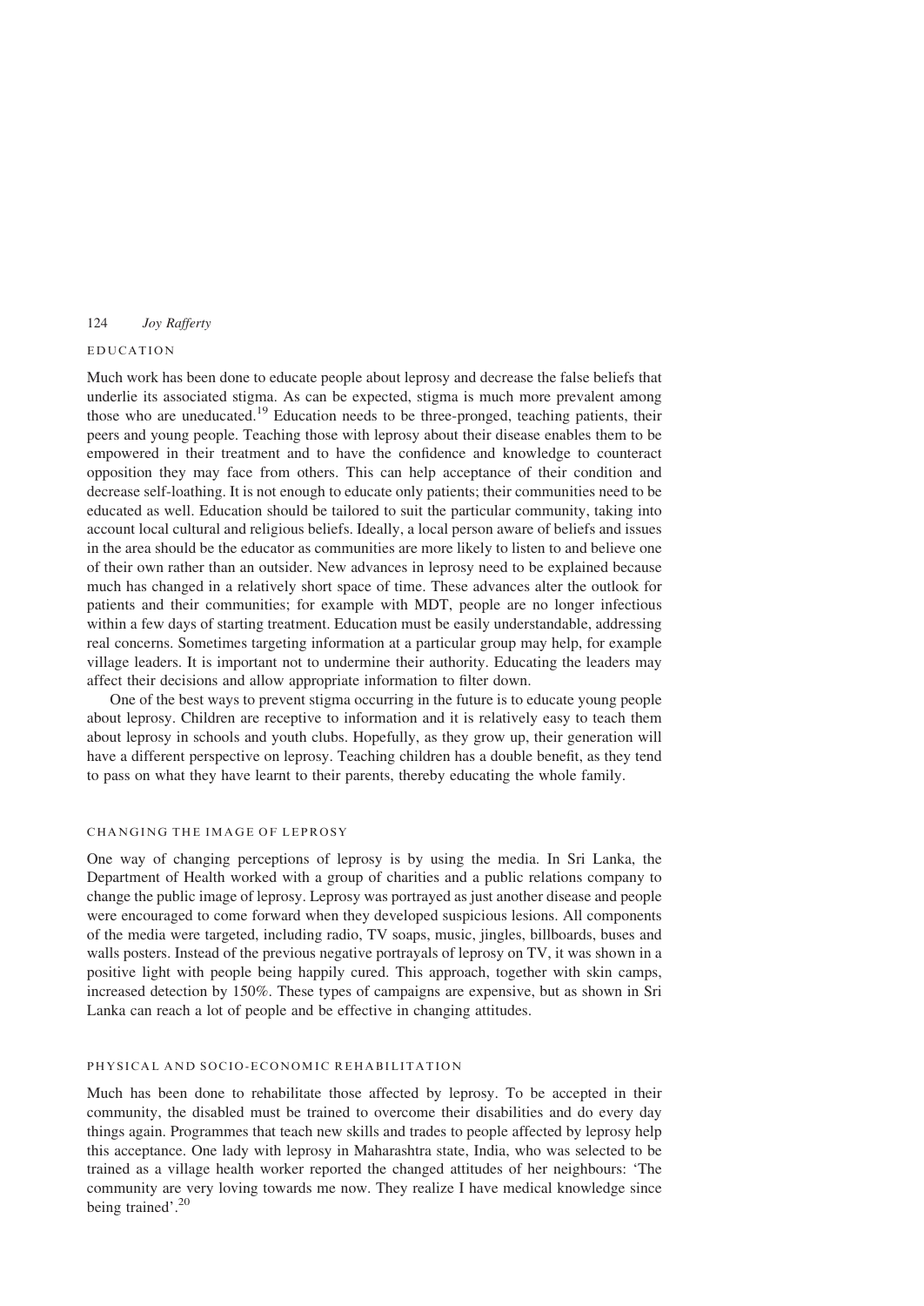## EDUCATION

Much work has been done to educate people about leprosy and decrease the false beliefs that underlie its associated stigma. As can be expected, stigma is much more prevalent among those who are uneducated.[19] Education needs to be three-pronged, teaching patients, their peers and young people. Teaching those with leprosy about their disease enables them to be empowered in their treatment and to have the confidence and knowledge to counteract opposition they may face from others. This can help acceptance of their condition and decrease self-loathing. It is not enough to educate only patients; their communities need to be educated as well. Education should be tailored to suit the particular community, taking into account local cultural and religious beliefs. Ideally, a local person aware of beliefs and issues in the area should be the educator as communities are more likely to listen to and believe one of their own rather than an outsider. New advances in leprosy need to be explained because much has changed in a relatively short space of time. These advances alter the outlook for patients and their communities; for example with MDT, people are no longer infectious within a few days of starting treatment. Education must be easily understandable, addressing real concerns. Sometimes targeting information at a particular group may help, for example village leaders. It is important not to undermine their authority. Educating the leaders may affect their decisions and allow appropriate information to filter down.

One of the best ways to prevent stigma occurring in the future is to educate young people about leprosy. Children are receptive to information and it is relatively easy to teach them about leprosy in schools and youth clubs. Hopefully, as they grow up, their generation will have a different perspective on leprosy. Teaching children has a double benefit, as they tend to pass on what they have learnt to their parents, thereby educating the whole family.

## CHANGING THE IMAGE OF LEPROSY

One way of changing perceptions of leprosy is by using the media. In Sri Lanka, the Department of Health worked with a group of charities and a public relations company to change the public image of leprosy. Leprosy was portrayed as just another disease and people were encouraged to come forward when they developed suspicious lesions. All components of the media were targeted, including radio, TV soaps, music, jingles, billboards, buses and walls posters. Instead of the previous negative portrayals of leprosy on TV, it was shown in a positive light with people being happily cured. This approach, together with skin camps, increased detection by 150%. These types of campaigns are expensive, but as shown in Sri Lanka can reach a lot of people and be effective in changing attitudes.

## PHYSICAL AND SOCIO-ECONOMIC REHABILITATION

Much has been done to rehabilitate those affected by leprosy. To be accepted in their community, the disabled must be trained to overcome their disabilities and do every day things again. Programmes that teach new skills and trades to people affected by leprosy help this acceptance. One lady with leprosy in Maharashtra state, India, who was selected to be trained as a village health worker reported the changed attitudes of her neighbours: 'The community are very loving towards me now. They realize I have medical knowledge since being trained'.[20]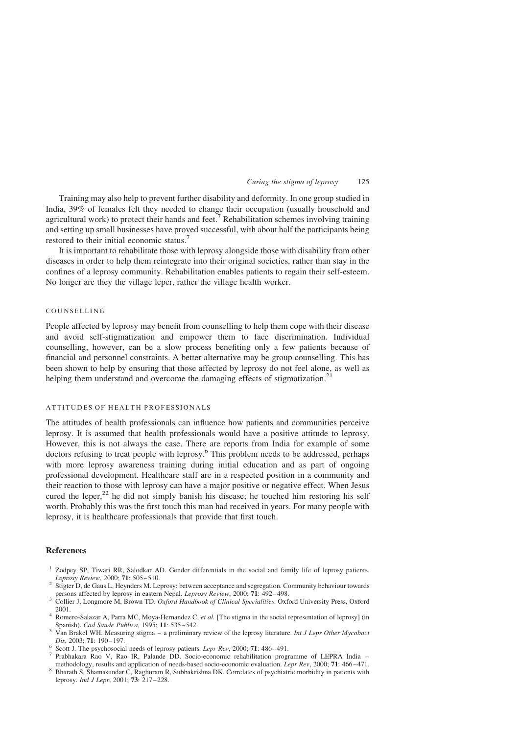Training may also help to prevent further disability and deformity. In one group studied in India, 39% of females felt they needed to change their occupation (usually household and agricultural work) to protect their hands and feet.[7] Rehabilitation schemes involving training and setting up small businesses have proved successful, with about half the participants being restored to their initial economic status.[7]

It is important to rehabilitate those with leprosy alongside those with disability from other diseases in order to help them reintegrate into their original societies, rather than stay in the confines of a leprosy community. Rehabilitation enables patients to regain their self-esteem. No longer are they the village leper, rather the village health worker.

## COUNSELLING

People affected by leprosy may benefit from counselling to help them cope with their disease and avoid self-stigmatization and empower them to face discrimination. Individual counselling, however, can be a slow process benefiting only a few patients because of financial and personnel constraints. A better alternative may be group counselling. This has been shown to help by ensuring that those affected by leprosy do not feel alone, as well as helping them understand and overcome the damaging effects of stigmatization.[21]

## ATTITUDES OF HEALTH PROFESSIONALS

The attitudes of health professionals can influence how patients and communities perceive leprosy. It is assumed that health professionals would have a positive attitude to leprosy. However, this is not always the case. There are reports from India for example of some doctors refusing to treat people with leprosy.[6] This problem needs to be addressed, perhaps with more leprosy awareness training during initial education and as part of ongoing professional development. Healthcare staff are in a respected position in a community and their reaction to those with leprosy can have a major positive or negative effect. When Jesus cured the leper,[22] he did not simply banish his disease; he touched him restoring his self worth. Probably this was the first touch this man had received in years. For many people with leprosy, it is healthcare professionals that provide that first touch.

# References

1. Zodpey SP, Tiwari RR, Salodkar AD. Gender differentials in the social and family life of leprosy patients. *Leprosy Review*, 2000; **71**: 505–510.
2. Stigter D, de Gaus L, Heynders M. Leprosy: between acceptance and segregation. Community behaviour towards persons affected by leprosy in eastern Nepal. *Leprosy Review*, 2000; **71**: 492–498.
3. Collier J, Longmore M, Brown TD. *Oxford Handbook of Clinical Specialities*. Oxford University Press, Oxford 2001.
4. Romero-Salazar A, Parra MC, Moya-Hernandez C, *et al.* [The stigma in the social representation of leprosy] (in Spanish). *Cad Saude Publica*, 1995; **11**: 535–542.
5. Van Brakel WH. Measuring stigma – a preliminary review of the leprosy literature. *Int J Lepr Other Mycobact Dis*, 2003; **71**: 190–197.
6. Scott J. The psychosocial needs of leprosy patients. *Lepr Rev*, 2000; **71**: 486–491.
7. Prabhakara Rao V, Rao IR, Palande DD. Socio-economic rehabilitation programme of LEPRA India – methodology, results and application of needs-based socio-economic evaluation. *Lepr Rev*, 2000; **71**: 466–471.
8. Bharath S, Shamasundar C, Raghuram R, Subbakrishna DK. Correlates of psychiatric morbidity in patients with leprosy. *Ind J Lepr*, 2001; **73**: 217–228.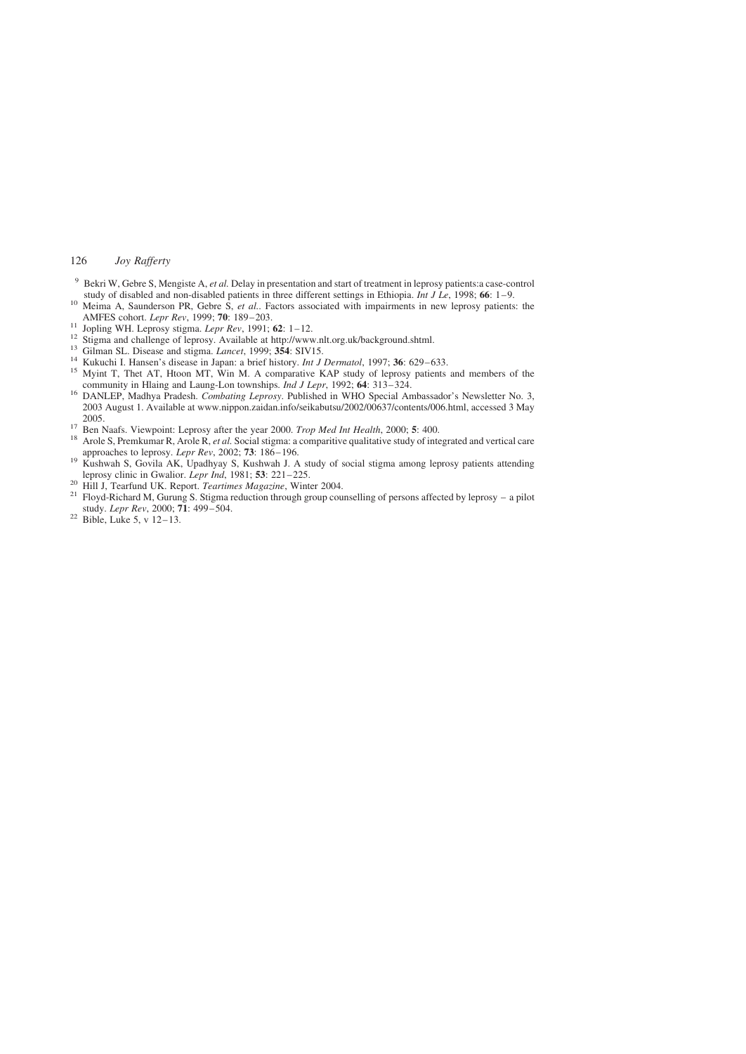9. Bekri W, Gebre S, Mengiste A, *et al.* Delay in presentation and start of treatment in leprosy patients:a case-control study of disabled and non-disabled patients in three different settings in Ethiopia. *Int J Le*, 1998; **66**: 1–9.
10. Meima A, Saunderson PR, Gebre S, *et al.*. Factors associated with impairments in new leprosy patients: the AMFES cohort. *Lepr Rev*, 1999; **70**: 189–203.
11. Jopling WH. Leprosy stigma. *Lepr Rev*, 1991; **62**: 1–12.
12. Stigma and challenge of leprosy. Available at http://www.nlt.org.uk/background.shtml.
13. Gilman SL. Disease and stigma. *Lancet*, 1999; **354**: SIV15.
14. Kukuchi I. Hansen's disease in Japan: a brief history. *Int J Dermatol*, 1997; **36**: 629–633.
15. Myint T, Thet AT, Htoon MT, Win M. A comparative KAP study of leprosy patients and members of the community in Hlaing and Laung-Lon townships. *Ind J Lepr*, 1992; **64**: 313–324.
16. DANLEP, Madhya Pradesh. *Combating Leprosy*. Published in WHO Special Ambassador's Newsletter No. 3, 2003 August 1. Available at www.nippon.zaidan.info/seikabutsu/2002/00637/contents/006.html, accessed 3 May 2005.
17. Ben Naafs. Viewpoint: Leprosy after the year 2000. *Trop Med Int Health*, 2000; **5**: 400.
18. Arole S, Premkumar R, Arole R, *et al.* Social stigma: a comparitive qualitative study of integrated and vertical care approaches to leprosy. *Lepr Rev*, 2002; **73**: 186–196.
19. Kushwah S, Govila AK, Upadhyay S, Kushwah J. A study of social stigma among leprosy patients attending leprosy clinic in Gwalior. *Lepr Ind*, 1981; **53**: 221–225.
20. Hill J, Tearfund UK. Report. *Teartimes Magazine*, Winter 2004.
21. Floyd-Richard M, Gurung S. Stigma reduction through group counselling of persons affected by leprosy – a pilot study. *Lepr Rev*, 2000; **71**: 499–504.
22. Bible, Luke 5, v 12–13.